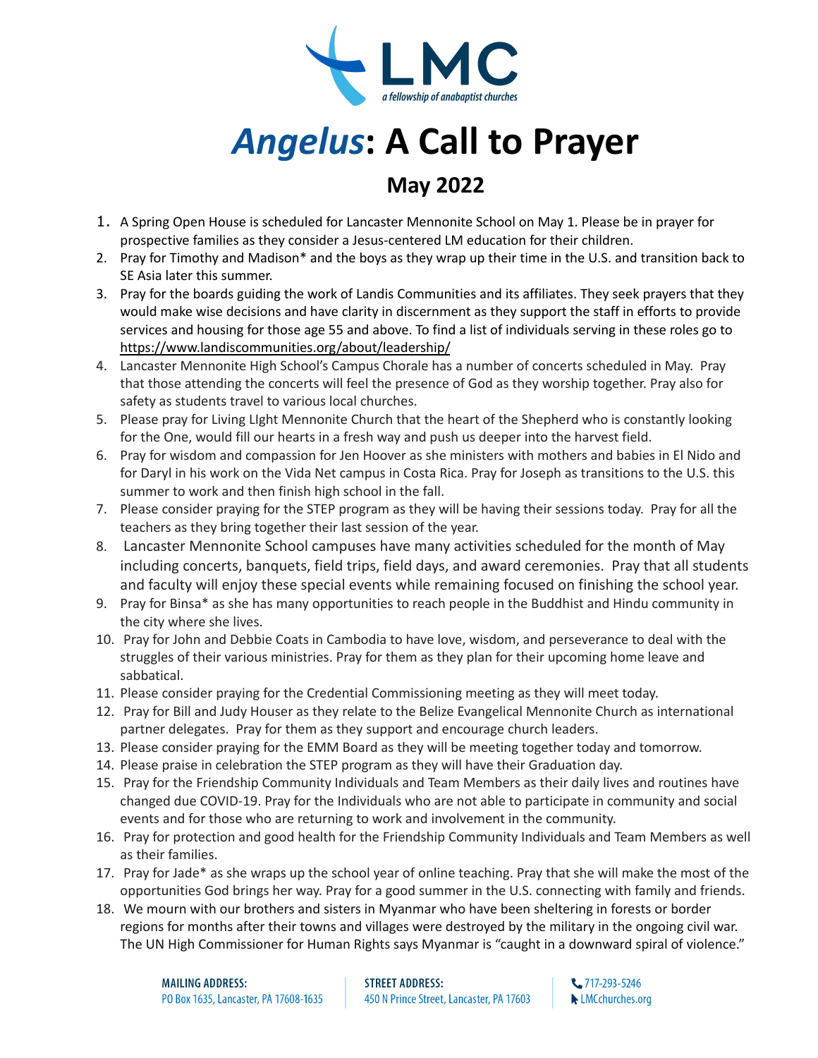LMC

*a fellowship of anabaptist churches*

# *Angelus*: A Call to Prayer

## May 2022

1. A Spring Open House is scheduled for Lancaster Mennonite School on May 1. Please be in prayer for prospective families as they consider a Jesus-centered LM education for their children.
2. Pray for Timothy and Madison* and the boys as they wrap up their time in the U.S. and transition back to SE Asia later this summer.
3. Pray for the boards guiding the work of Landis Communities and its affiliates. They seek prayers that they would make wise decisions and have clarity in discernment as they support the staff in efforts to provide services and housing for those age 55 and above. To find a list of individuals serving in these roles go to https://www.landiscommunities.org/about/leadership/
4. Lancaster Mennonite High School's Campus Chorale has a number of concerts scheduled in May. Pray that those attending the concerts will feel the presence of God as they worship together. Pray also for safety as students travel to various local churches.
5. Please pray for Living LIght Mennonite Church that the heart of the Shepherd who is constantly looking for the One, would fill our hearts in a fresh way and push us deeper into the harvest field.
6. Pray for wisdom and compassion for Jen Hoover as she ministers with mothers and babies in El Nido and for Daryl in his work on the Vida Net campus in Costa Rica. Pray for Joseph as transitions to the U.S. this summer to work and then finish high school in the fall.
7. Please consider praying for the STEP program as they will be having their sessions today. Pray for all the teachers as they bring together their last session of the year.
8. Lancaster Mennonite School campuses have many activities scheduled for the month of May including concerts, banquets, field trips, field days, and award ceremonies. Pray that all students and faculty will enjoy these special events while remaining focused on finishing the school year.
9. Pray for Binsa* as she has many opportunities to reach people in the Buddhist and Hindu community in the city where she lives.
10. Pray for John and Debbie Coats in Cambodia to have love, wisdom, and perseverance to deal with the struggles of their various ministries. Pray for them as they plan for their upcoming home leave and sabbatical.
11. Please consider praying for the Credential Commissioning meeting as they will meet today.
12. Pray for Bill and Judy Houser as they relate to the Belize Evangelical Mennonite Church as international partner delegates. Pray for them as they support and encourage church leaders.
13. Please consider praying for the EMM Board as they will be meeting together today and tomorrow.
14. Please praise in celebration the STEP program as they will have their Graduation day.
15. Pray for the Friendship Community Individuals and Team Members as their daily lives and routines have changed due COVID-19. Pray for the Individuals who are not able to participate in community and social events and for those who are returning to work and involvement in the community.
16. Pray for protection and good health for the Friendship Community Individuals and Team Members as well as their families.
17. Pray for Jade* as she wraps up the school year of online teaching. Pray that she will make the most of the opportunities God brings her way. Pray for a good summer in the U.S. connecting with family and friends.
18. We mourn with our brothers and sisters in Myanmar who have been sheltering in forests or border regions for months after their towns and villages were destroyed by the military in the ongoing civil war. The UN High Commissioner for Human Rights says Myanmar is "caught in a downward spiral of violence."

**MAILING ADDRESS:** PO Box 1635, Lancaster, PA 17608-1635 | **STREET ADDRESS:** 450 N Prince Street, Lancaster, PA 17603 | 717-293-5246 | LMCchurches.org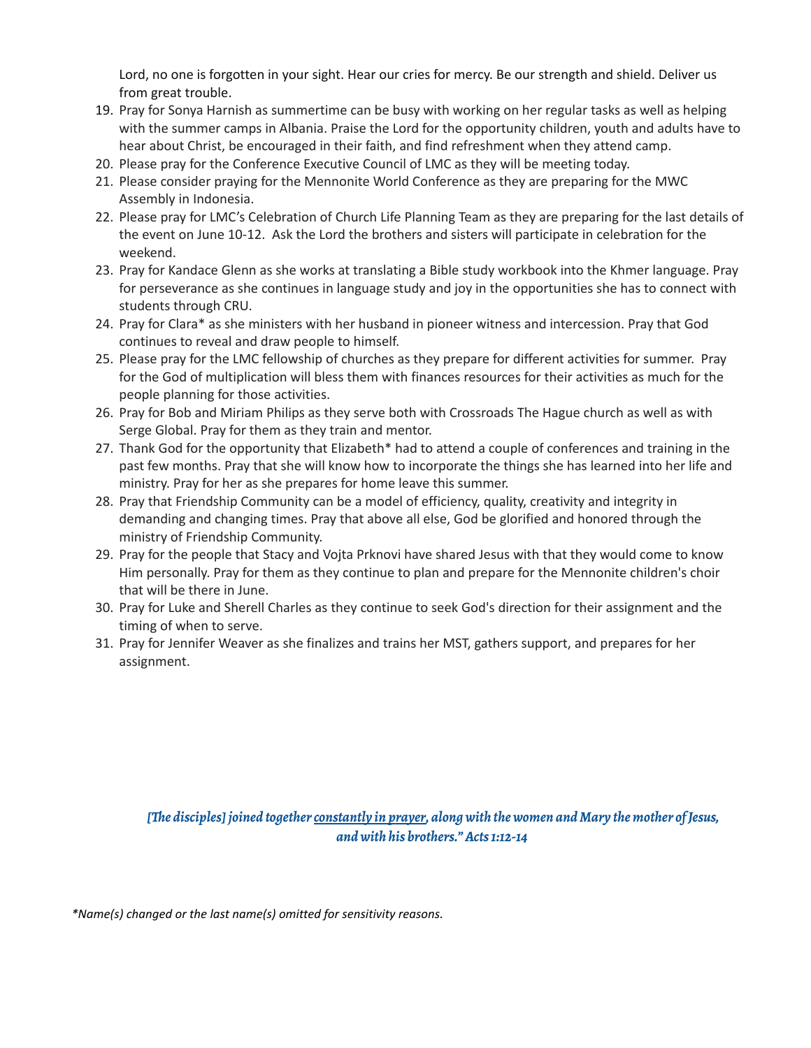Lord, no one is forgotten in your sight. Hear our cries for mercy. Be our strength and shield. Deliver us from great trouble.

19. Pray for Sonya Harnish as summertime can be busy with working on her regular tasks as well as helping with the summer camps in Albania. Praise the Lord for the opportunity children, youth and adults have to hear about Christ, be encouraged in their faith, and find refreshment when they attend camp.
20. Please pray for the Conference Executive Council of LMC as they will be meeting today.
21. Please consider praying for the Mennonite World Conference as they are preparing for the MWC Assembly in Indonesia.
22. Please pray for LMC's Celebration of Church Life Planning Team as they are preparing for the last details of the event on June 10-12. Ask the Lord the brothers and sisters will participate in celebration for the weekend.
23. Pray for Kandace Glenn as she works at translating a Bible study workbook into the Khmer language. Pray for perseverance as she continues in language study and joy in the opportunities she has to connect with students through CRU.
24. Pray for Clara* as she ministers with her husband in pioneer witness and intercession. Pray that God continues to reveal and draw people to himself.
25. Please pray for the LMC fellowship of churches as they prepare for different activities for summer. Pray for the God of multiplication will bless them with finances resources for their activities as much for the people planning for those activities.
26. Pray for Bob and Miriam Philips as they serve both with Crossroads The Hague church as well as with Serge Global. Pray for them as they train and mentor.
27. Thank God for the opportunity that Elizabeth* had to attend a couple of conferences and training in the past few months. Pray that she will know how to incorporate the things she has learned into her life and ministry. Pray for her as she prepares for home leave this summer.
28. Pray that Friendship Community can be a model of efficiency, quality, creativity and integrity in demanding and changing times. Pray that above all else, God be glorified and honored through the ministry of Friendship Community.
29. Pray for the people that Stacy and Vojta Prknovi have shared Jesus with that they would come to know Him personally. Pray for them as they continue to plan and prepare for the Mennonite children's choir that will be there in June.
30. Pray for Luke and Sherell Charles as they continue to seek God's direction for their assignment and the timing of when to serve.
31. Pray for Jennifer Weaver as she finalizes and trains her MST, gathers support, and prepares for her assignment.

***[The disciples] joined together constantly in prayer, along with the women and Mary the mother of Jesus, and with his brothers." Acts 1:12-14***

**Name(s) changed or the last name(s) omitted for sensitivity reasons.*